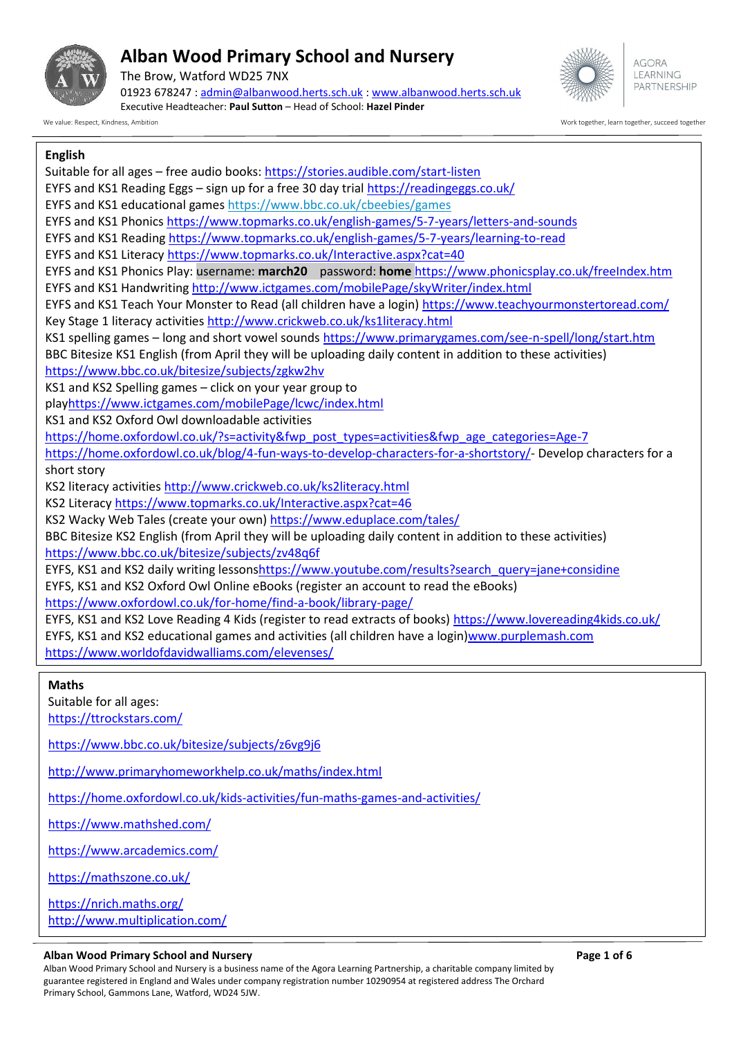# Alban Wood Primary School and Nursery

The Brow, Watford WD25 7NX
01923 678247 : admin@albanwood.herts.sch.uk : www.albanwood.herts.sch.uk
Executive Headteacher: **Paul Sutton** – Head of School: **Hazel Pinder**

AGORA LEARNING PARTNERSHIP

We value: Respect, Kindness, Ambition

Work together, learn together, succeed together

## English

Suitable for all ages – free audio books: https://stories.audible.com/start-listen
EYFS and KS1 Reading Eggs – sign up for a free 30 day trial https://readingeggs.co.uk/
EYFS and KS1 educational games https://www.bbc.co.uk/cbeebies/games
EYFS and KS1 Phonics https://www.topmarks.co.uk/english-games/5-7-years/letters-and-sounds
EYFS and KS1 Reading https://www.topmarks.co.uk/english-games/5-7-years/learning-to-read
EYFS and KS1 Literacy https://www.topmarks.co.uk/Interactive.aspx?cat=40
EYFS and KS1 Phonics Play: username: **march20** password: **home** https://www.phonicsplay.co.uk/freeIndex.htm
EYFS and KS1 Handwriting http://www.ictgames.com/mobilePage/skyWriter/index.html
EYFS and KS1 Teach Your Monster to Read (all children have a login) https://www.teachyourmonstertoread.com/
Key Stage 1 literacy activities http://www.crickweb.co.uk/ks1literacy.html
KS1 spelling games – long and short vowel sounds https://www.primarygames.com/see-n-spell/long/start.htm
BBC Bitesize KS1 English (from April they will be uploading daily content in addition to these activities)
https://www.bbc.co.uk/bitesize/subjects/zgkw2hv
KS1 and KS2 Spelling games – click on your year group to playhttps://www.ictgames.com/mobilePage/lcwc/index.html
KS1 and KS2 Oxford Owl downloadable activities
https://home.oxfordowl.co.uk/?s=activity&fwp_post_types=activities&fwp_age_categories=Age-7
https://home.oxfordowl.co.uk/blog/4-fun-ways-to-develop-characters-for-a-shortstory/- Develop characters for a short story
KS2 literacy activities http://www.crickweb.co.uk/ks2literacy.html
KS2 Literacy https://www.topmarks.co.uk/Interactive.aspx?cat=46
KS2 Wacky Web Tales (create your own) https://www.eduplace.com/tales/
BBC Bitesize KS2 English (from April they will be uploading daily content in addition to these activities)
https://www.bbc.co.uk/bitesize/subjects/zv48q6f
EYFS, KS1 and KS2 daily writing lessonshttps://www.youtube.com/results?search_query=jane+considine
EYFS, KS1 and KS2 Oxford Owl Online eBooks (register an account to read the eBooks)
https://www.oxfordowl.co.uk/for-home/find-a-book/library-page/
EYFS, KS1 and KS2 Love Reading 4 Kids (register to read extracts of books) https://www.lovereading4kids.co.uk/
EYFS, KS1 and KS2 educational games and activities (all children have a login)www.purplemash.com
https://www.worldofdavidwalliams.com/elevenses/

## Maths

Suitable for all ages:
https://ttrockstars.com/

https://www.bbc.co.uk/bitesize/subjects/z6vg9j6

http://www.primaryhomeworkhelp.co.uk/maths/index.html

https://home.oxfordowl.co.uk/kids-activities/fun-maths-games-and-activities/

https://www.mathshed.com/

https://www.arcademics.com/

https://mathszone.co.uk/

https://nrich.maths.org/
http://www.multiplication.com/

**Alban Wood Primary School and Nursery**
Alban Wood Primary School and Nursery is a business name of the Agora Learning Partnership, a charitable company limited by guarantee registered in England and Wales under company registration number 10290954 at registered address The Orchard Primary School, Gammons Lane, Watford, WD24 5JW.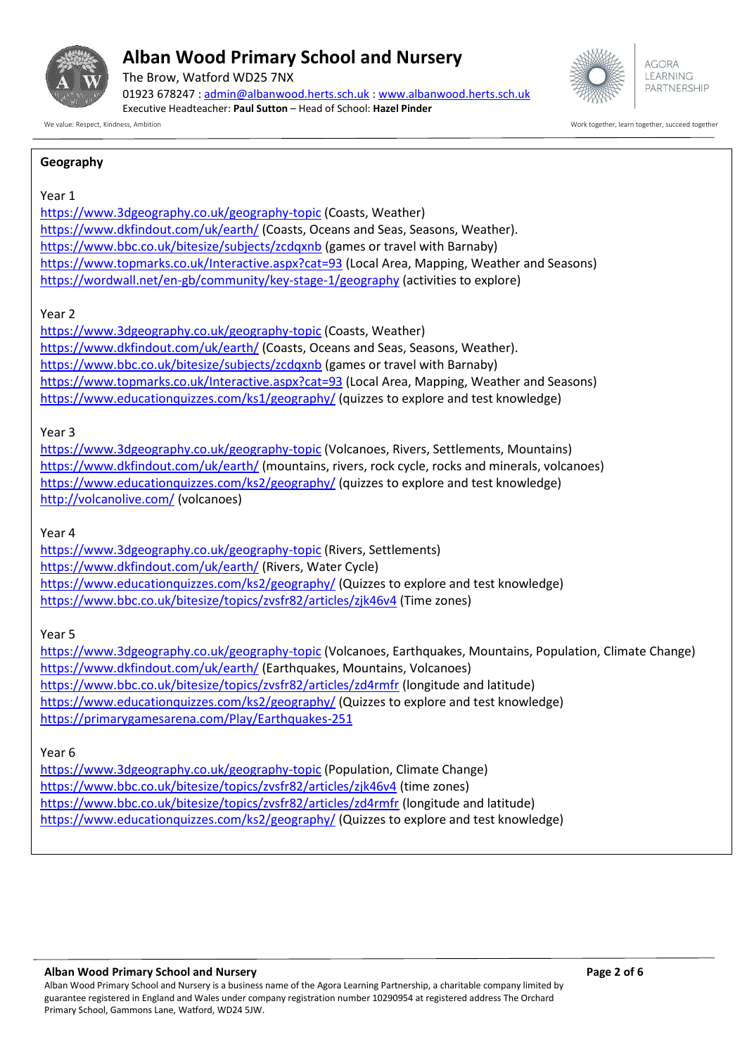## Geography

Year 1

https://www.3dgeography.co.uk/geography-topic (Coasts, Weather)
https://www.dkfindout.com/uk/earth/ (Coasts, Oceans and Seas, Seasons, Weather).
https://www.bbc.co.uk/bitesize/subjects/zcdqxnb (games or travel with Barnaby)
https://www.topmarks.co.uk/Interactive.aspx?cat=93 (Local Area, Mapping, Weather and Seasons)
https://wordwall.net/en-gb/community/key-stage-1/geography (activities to explore)

Year 2

https://www.3dgeography.co.uk/geography-topic (Coasts, Weather)
https://www.dkfindout.com/uk/earth/ (Coasts, Oceans and Seas, Seasons, Weather).
https://www.bbc.co.uk/bitesize/subjects/zcdqxnb (games or travel with Barnaby)
https://www.topmarks.co.uk/Interactive.aspx?cat=93 (Local Area, Mapping, Weather and Seasons)
https://www.educationquizzes.com/ks1/geography/ (quizzes to explore and test knowledge)

Year 3

https://www.3dgeography.co.uk/geography-topic (Volcanoes, Rivers, Settlements, Mountains)
https://www.dkfindout.com/uk/earth/ (mountains, rivers, rock cycle, rocks and minerals, volcanoes)
https://www.educationquizzes.com/ks2/geography/ (quizzes to explore and test knowledge)
http://volcanolive.com/ (volcanoes)

Year 4

https://www.3dgeography.co.uk/geography-topic (Rivers, Settlements)
https://www.dkfindout.com/uk/earth/ (Rivers, Water Cycle)
https://www.educationquizzes.com/ks2/geography/ (Quizzes to explore and test knowledge)
https://www.bbc.co.uk/bitesize/topics/zvsfr82/articles/zjk46v4 (Time zones)

Year 5

https://www.3dgeography.co.uk/geography-topic (Volcanoes, Earthquakes, Mountains, Population, Climate Change)
https://www.dkfindout.com/uk/earth/ (Earthquakes, Mountains, Volcanoes)
https://www.bbc.co.uk/bitesize/topics/zvsfr82/articles/zd4rmfr (longitude and latitude)
https://www.educationquizzes.com/ks2/geography/ (Quizzes to explore and test knowledge)
https://primarygamesarena.com/Play/Earthquakes-251

Year 6

https://www.3dgeography.co.uk/geography-topic (Population, Climate Change)
https://www.bbc.co.uk/bitesize/topics/zvsfr82/articles/zjk46v4 (time zones)
https://www.bbc.co.uk/bitesize/topics/zvsfr82/articles/zd4rmfr (longitude and latitude)
https://www.educationquizzes.com/ks2/geography/ (Quizzes to explore and test knowledge)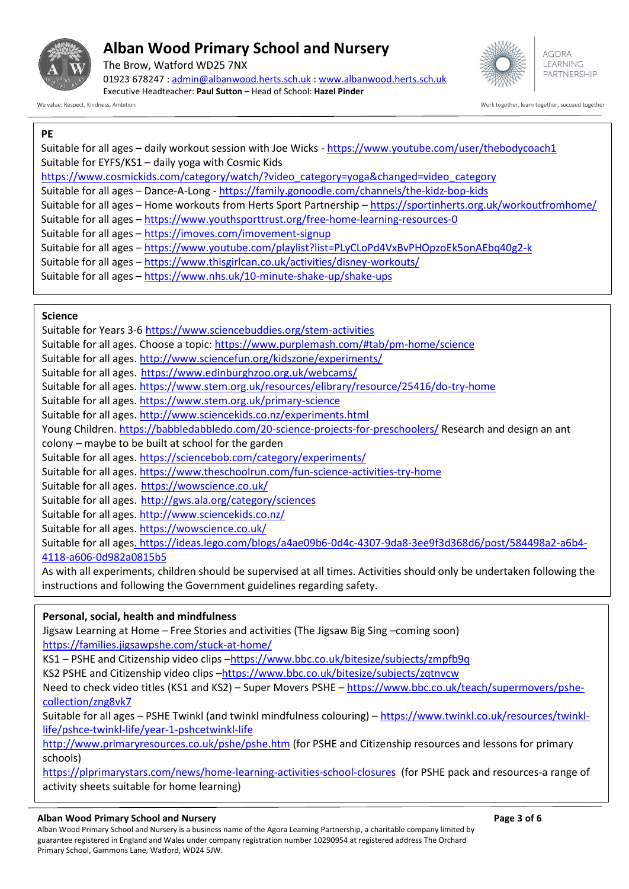## PE

Suitable for all ages – daily workout session with Joe Wicks - https://www.youtube.com/user/thebodycoach1
Suitable for EYFS/KS1 – daily yoga with Cosmic Kids
https://www.cosmickids.com/category/watch/?video_category=yoga&changed=video_category
Suitable for all ages – Dance-A-Long - https://family.gonoodle.com/channels/the-kidz-bop-kids
Suitable for all ages – Home workouts from Herts Sport Partnership – https://sportinherts.org.uk/workoutfromhome/
Suitable for all ages – https://www.youthsporttrust.org/free-home-learning-resources-0
Suitable for all ages – https://imoves.com/imovement-signup
Suitable for all ages – https://www.youtube.com/playlist?list=PLyCLoPd4VxBvPHOpzoEk5onAEbq40g2-k
Suitable for all ages – https://www.thisgirlcan.co.uk/activities/disney-workouts/
Suitable for all ages – https://www.nhs.uk/10-minute-shake-up/shake-ups

## Science

Suitable for Years 3-6 https://www.sciencebuddies.org/stem-activities
Suitable for all ages. Choose a topic: https://www.purplemash.com/#tab/pm-home/science
Suitable for all ages. http://www.sciencefun.org/kidszone/experiments/
Suitable for all ages. https://www.edinburghzoo.org.uk/webcams/
Suitable for all ages. https://www.stem.org.uk/resources/elibrary/resource/25416/do-try-home
Suitable for all ages. https://www.stem.org.uk/primary-science
Suitable for all ages. http://www.sciencekids.co.nz/experiments.html
Young Children. https://babbledabbledo.com/20-science-projects-for-preschoolers/ Research and design an ant colony – maybe to be built at school for the garden
Suitable for all ages. https://sciencebob.com/category/experiments/
Suitable for all ages. https://www.theschoolrun.com/fun-science-activities-try-home
Suitable for all ages. https://wowscience.co.uk/
Suitable for all ages. http://gws.ala.org/category/sciences
Suitable for all ages. http://www.sciencekids.co.nz/
Suitable for all ages. https://wowscience.co.uk/
Suitable for all ages. https://ideas.lego.com/blogs/a4ae09b6-0d4c-4307-9da8-3ee9f3d368d6/post/584498a2-a6b4-4118-a606-0d982a0815b5

As with all experiments, children should be supervised at all times. Activities should only be undertaken following the instructions and following the Government guidelines regarding safety.

## Personal, social, health and mindfulness

Jigsaw Learning at Home – Free Stories and activities (The Jigsaw Big Sing –coming soon)
https://families.jigsawpshe.com/stuck-at-home/
KS1 – PSHE and Citizenship video clips –https://www.bbc.co.uk/bitesize/subjects/zmpfb9q
KS2 PSHE and Citizenship video clips –https://www.bbc.co.uk/bitesize/subjects/zqtnvcw
Need to check video titles (KS1 and KS2) – Super Movers PSHE – https://www.bbc.co.uk/teach/supermovers/pshe-collection/zng8vk7
Suitable for all ages – PSHE Twinkl (and twinkl mindfulness colouring) – https://www.twinkl.co.uk/resources/twinkl-life/pshce-twinkl-life/year-1-pshcetwinkl-life
http://www.primaryresources.co.uk/pshe/pshe.htm (for PSHE and Citizenship resources and lessons for primary schools)
https://plprimarystars.com/news/home-learning-activities-school-closures (for PSHE pack and resources-a range of activity sheets suitable for home learning)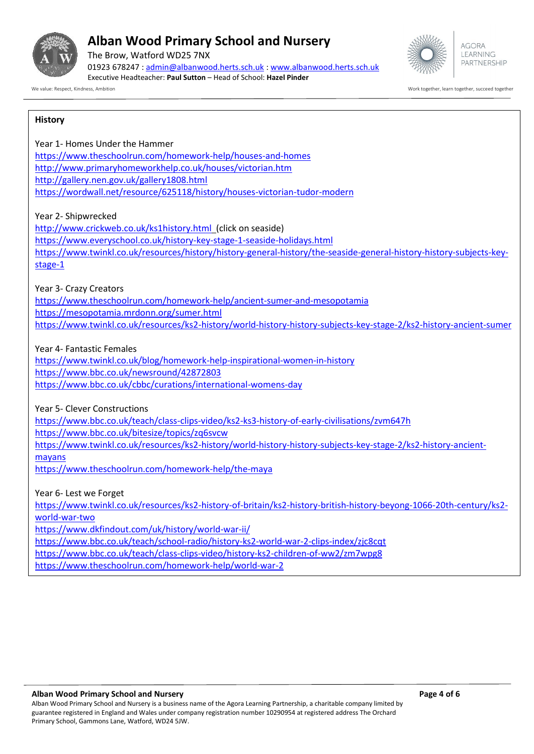## History

Year 1- Homes Under the Hammer

https://www.theschoolrun.com/homework-help/houses-and-homes
http://www.primaryhomeworkhelp.co.uk/houses/victorian.htm
http://gallery.nen.gov.uk/gallery1808.html
https://wordwall.net/resource/625118/history/houses-victorian-tudor-modern

Year 2- Shipwrecked

http://www.crickweb.co.uk/ks1history.html (click on seaside)
https://www.everyschool.co.uk/history-key-stage-1-seaside-holidays.html
https://www.twinkl.co.uk/resources/history/history-general-history/the-seaside-general-history-history-subjects-key-stage-1

Year 3- Crazy Creators

https://www.theschoolrun.com/homework-help/ancient-sumer-and-mesopotamia
https://mesopotamia.mrdonn.org/sumer.html
https://www.twinkl.co.uk/resources/ks2-history/world-history-history-subjects-key-stage-2/ks2-history-ancient-sumer

Year 4- Fantastic Females

https://www.twinkl.co.uk/blog/homework-help-inspirational-women-in-history
https://www.bbc.co.uk/newsround/42872803
https://www.bbc.co.uk/cbbc/curations/international-womens-day

Year 5- Clever Constructions

https://www.bbc.co.uk/teach/class-clips-video/ks2-ks3-history-of-early-civilisations/zvm647h
https://www.bbc.co.uk/bitesize/topics/zq6svcw
https://www.twinkl.co.uk/resources/ks2-history/world-history-history-subjects-key-stage-2/ks2-history-ancient-mayans
https://www.theschoolrun.com/homework-help/the-maya

Year 6- Lest we Forget

https://www.twinkl.co.uk/resources/ks2-history-of-britain/ks2-history-british-history-beyong-1066-20th-century/ks2-world-war-two
https://www.dkfindout.com/uk/history/world-war-ii/
https://www.bbc.co.uk/teach/school-radio/history-ks2-world-war-2-clips-index/zjc8cqt
https://www.bbc.co.uk/teach/class-clips-video/history-ks2-children-of-ww2/zm7wpg8
https://www.theschoolrun.com/homework-help/world-war-2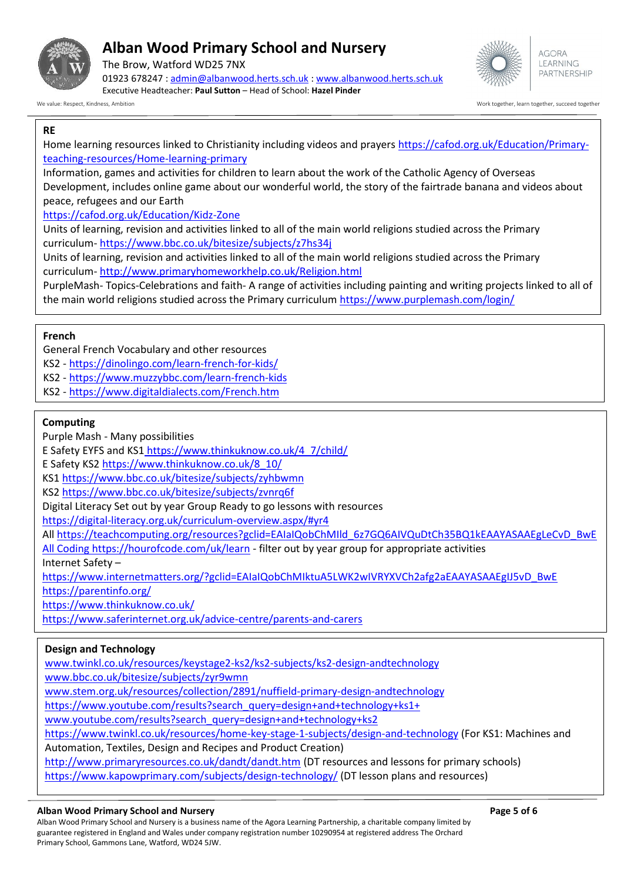## RE

Home learning resources linked to Christianity including videos and prayers https://cafod.org.uk/Education/Primary-teaching-resources/Home-learning-primary

Information, games and activities for children to learn about the work of the Catholic Agency of Overseas Development, includes online game about our wonderful world, the story of the fairtrade banana and videos about peace, refugees and our Earth

https://cafod.org.uk/Education/Kidz-Zone

Units of learning, revision and activities linked to all of the main world religions studied across the Primary curriculum- https://www.bbc.co.uk/bitesize/subjects/z7hs34j

Units of learning, revision and activities linked to all of the main world religions studied across the Primary curriculum- http://www.primaryhomeworkhelp.co.uk/Religion.html

PurpleMash- Topics-Celebrations and faith- A range of activities including painting and writing projects linked to all of the main world religions studied across the Primary curriculum https://www.purplemash.com/login/

## French

General French Vocabulary and other resources

KS2 - https://dinolingo.com/learn-french-for-kids/

KS2 - https://www.muzzybbc.com/learn-french-kids

KS2 - https://www.digitaldialects.com/French.htm

## Computing

Purple Mash - Many possibilities

E Safety EYFS and KS1 https://www.thinkuknow.co.uk/4_7/child/

E Safety KS2 https://www.thinkuknow.co.uk/8_10/

KS1 https://www.bbc.co.uk/bitesize/subjects/zyhbwmn

KS2 https://www.bbc.co.uk/bitesize/subjects/zvnrq6f

Digital Literacy Set out by year Group Ready to go lessons with resources

https://digital-literacy.org.uk/curriculum-overview.aspx/#yr4

All https://teachcomputing.org/resources?gclid=EAIaIQobChMIld_6z7GQ6AIVQuDtCh35BQ1kEAAYASAAEgLeCvD_BwE

All Coding https://hourofcode.com/uk/learn - filter out by year group for appropriate activities

Internet Safety –

https://www.internetmatters.org/?gclid=EAIaIQobChMIktuA5LWK2wIVRYXVCh2afg2aEAAYASAAEgIJ5vD_BwE

https://parentinfo.org/

https://www.thinkuknow.co.uk/

https://www.saferinternet.org.uk/advice-centre/parents-and-carers

## Design and Technology

www.twinkl.co.uk/resources/keystage2-ks2/ks2-subjects/ks2-design-andtechnology

www.bbc.co.uk/bitesize/subjects/zyr9wmn

www.stem.org.uk/resources/collection/2891/nuffield-primary-design-andtechnology

https://www.youtube.com/results?search_query=design+and+technology+ks1+

www.youtube.com/results?search_query=design+and+technology+ks2

https://www.twinkl.co.uk/resources/home-key-stage-1-subjects/design-and-technology (For KS1: Machines and Automation, Textiles, Design and Recipes and Product Creation)

http://www.primaryresources.co.uk/dandt/dandt.htm (DT resources and lessons for primary schools)

https://www.kapowprimary.com/subjects/design-technology/ (DT lesson plans and resources)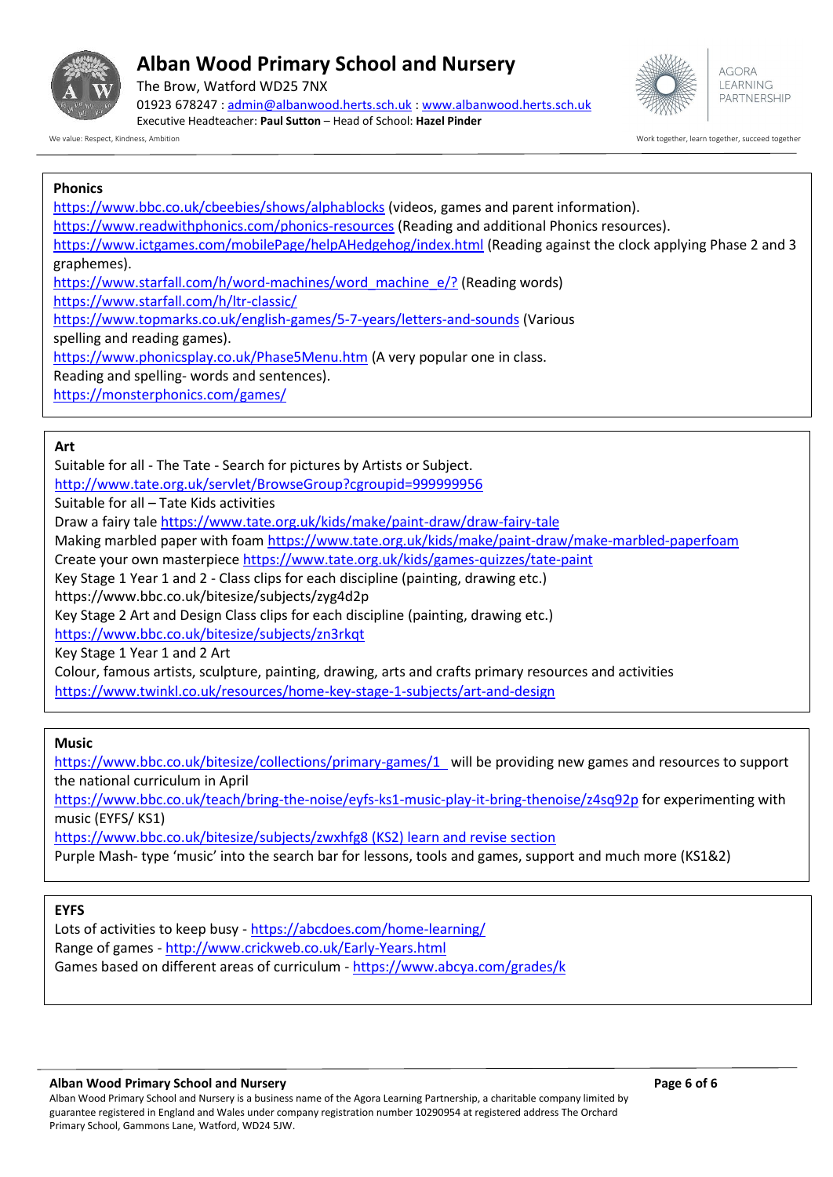## Phonics

https://www.bbc.co.uk/cbeebies/shows/alphablocks (videos, games and parent information).
https://www.readwithphonics.com/phonics-resources (Reading and additional Phonics resources).
https://www.ictgames.com/mobilePage/helpAHedgehog/index.html (Reading against the clock applying Phase 2 and 3 graphemes).
https://www.starfall.com/h/word-machines/word_machine_e/? (Reading words)
https://www.starfall.com/h/ltr-classic/
https://www.topmarks.co.uk/english-games/5-7-years/letters-and-sounds (Various spelling and reading games).
https://www.phonicsplay.co.uk/Phase5Menu.htm (A very popular one in class. Reading and spelling- words and sentences).
https://monsterphonics.com/games/

## Art

Suitable for all - The Tate - Search for pictures by Artists or Subject.
http://www.tate.org.uk/servlet/BrowseGroup?cgroupid=999999956
Suitable for all – Tate Kids activities
Draw a fairy tale https://www.tate.org.uk/kids/make/paint-draw/draw-fairy-tale
Making marbled paper with foam https://www.tate.org.uk/kids/make/paint-draw/make-marbled-paperfoam
Create your own masterpiece https://www.tate.org.uk/kids/games-quizzes/tate-paint
Key Stage 1 Year 1 and 2 - Class clips for each discipline (painting, drawing etc.)
https://www.bbc.co.uk/bitesize/subjects/zyg4d2p
Key Stage 2 Art and Design Class clips for each discipline (painting, drawing etc.)
https://www.bbc.co.uk/bitesize/subjects/zn3rkqt
Key Stage 1 Year 1 and 2 Art
Colour, famous artists, sculpture, painting, drawing, arts and crafts primary resources and activities
https://www.twinkl.co.uk/resources/home-key-stage-1-subjects/art-and-design

## Music

https://www.bbc.co.uk/bitesize/collections/primary-games/1 will be providing new games and resources to support the national curriculum in April
https://www.bbc.co.uk/teach/bring-the-noise/eyfs-ks1-music-play-it-bring-thenoise/z4sq92p for experimenting with music (EYFS/ KS1)
https://www.bbc.co.uk/bitesize/subjects/zwxhfg8 (KS2) learn and revise section
Purple Mash- type 'music' into the search bar for lessons, tools and games, support and much more (KS1&2)

## EYFS

Lots of activities to keep busy - https://abcdoes.com/home-learning/
Range of games - http://www.crickweb.co.uk/Early-Years.html
Games based on different areas of curriculum - https://www.abcya.com/grades/k